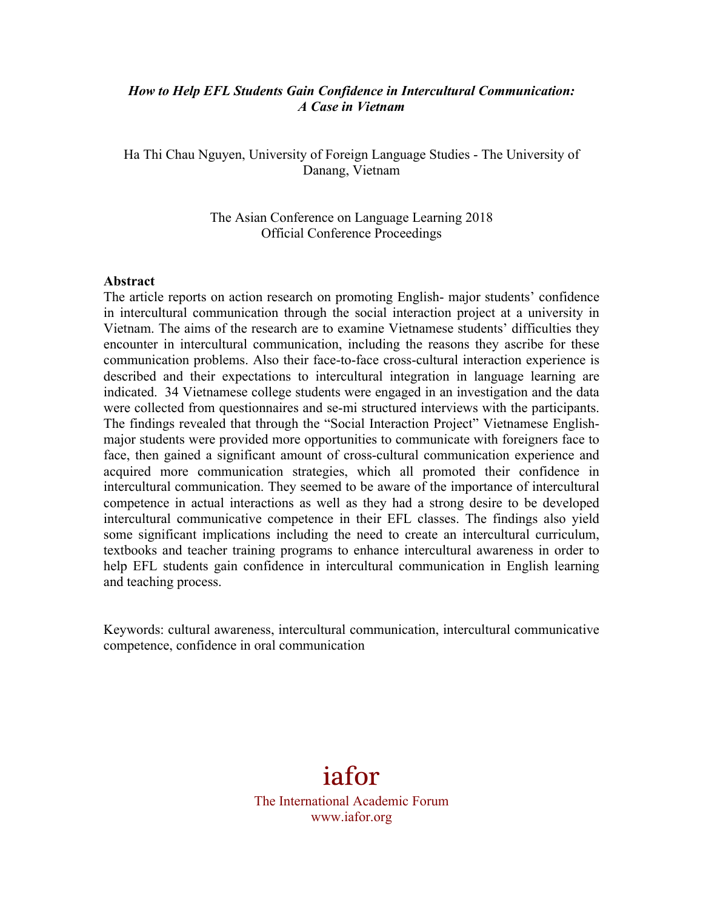***How to Help EFL Students Gain Confidence in Intercultural Communication: A Case in Vietnam***

Ha Thi Chau Nguyen, University of Foreign Language Studies - The University of Danang, Vietnam

The Asian Conference on Language Learning 2018
Official Conference Proceedings

**Abstract**

The article reports on action research on promoting English- major students' confidence in intercultural communication through the social interaction project at a university in Vietnam. The aims of the research are to examine Vietnamese students' difficulties they encounter in intercultural communication, including the reasons they ascribe for these communication problems. Also their face-to-face cross-cultural interaction experience is described and their expectations to intercultural integration in language learning are indicated. 34 Vietnamese college students were engaged in an investigation and the data were collected from questionnaires and se-mi structured interviews with the participants. The findings revealed that through the "Social Interaction Project" Vietnamese English-major students were provided more opportunities to communicate with foreigners face to face, then gained a significant amount of cross-cultural communication experience and acquired more communication strategies, which all promoted their confidence in intercultural communication. They seemed to be aware of the importance of intercultural competence in actual interactions as well as they had a strong desire to be developed intercultural communicative competence in their EFL classes. The findings also yield some significant implications including the need to create an intercultural curriculum, textbooks and teacher training programs to enhance intercultural awareness in order to help EFL students gain confidence in intercultural communication in English learning and teaching process.

Keywords: cultural awareness, intercultural communication, intercultural communicative competence, confidence in oral communication

iafor
The International Academic Forum
www.iafor.org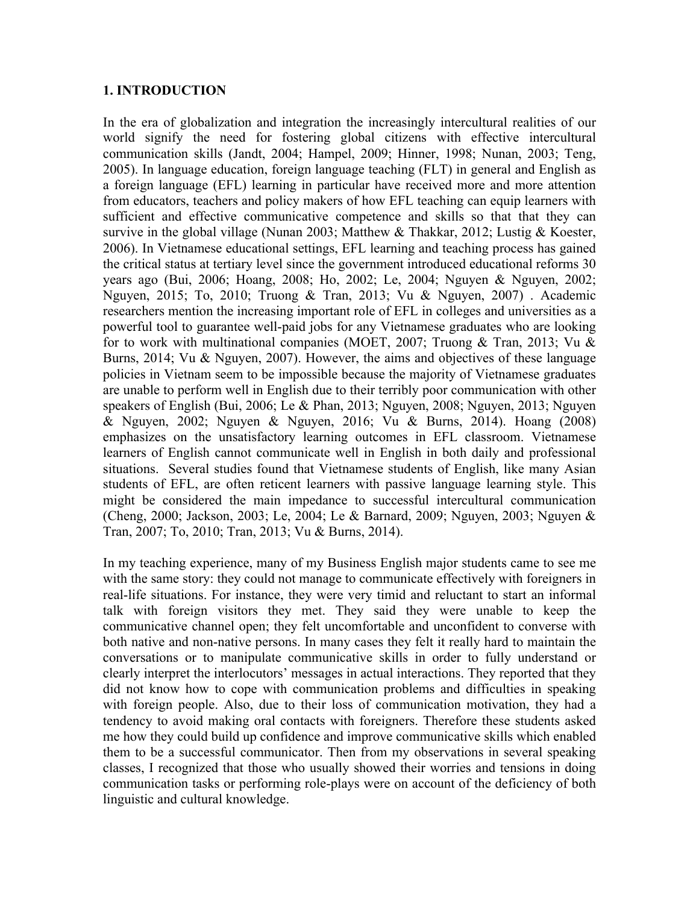## 1. INTRODUCTION

In the era of globalization and integration the increasingly intercultural realities of our world signify the need for fostering global citizens with effective intercultural communication skills (Jandt, 2004; Hampel, 2009; Hinner, 1998; Nunan, 2003; Teng, 2005). In language education, foreign language teaching (FLT) in general and English as a foreign language (EFL) learning in particular have received more and more attention from educators, teachers and policy makers of how EFL teaching can equip learners with sufficient and effective communicative competence and skills so that that they can survive in the global village (Nunan 2003; Matthew & Thakkar, 2012; Lustig & Koester, 2006). In Vietnamese educational settings, EFL learning and teaching process has gained the critical status at tertiary level since the government introduced educational reforms 30 years ago (Bui, 2006; Hoang, 2008; Ho, 2002; Le, 2004; Nguyen & Nguyen, 2002; Nguyen, 2015; To, 2010; Truong & Tran, 2013; Vu & Nguyen, 2007) . Academic researchers mention the increasing important role of EFL in colleges and universities as a powerful tool to guarantee well-paid jobs for any Vietnamese graduates who are looking for to work with multinational companies (MOET, 2007; Truong & Tran, 2013; Vu & Burns, 2014; Vu & Nguyen, 2007). However, the aims and objectives of these language policies in Vietnam seem to be impossible because the majority of Vietnamese graduates are unable to perform well in English due to their terribly poor communication with other speakers of English (Bui, 2006; Le & Phan, 2013; Nguyen, 2008; Nguyen, 2013; Nguyen & Nguyen, 2002; Nguyen & Nguyen, 2016; Vu & Burns, 2014). Hoang (2008) emphasizes on the unsatisfactory learning outcomes in EFL classroom. Vietnamese learners of English cannot communicate well in English in both daily and professional situations. Several studies found that Vietnamese students of English, like many Asian students of EFL, are often reticent learners with passive language learning style. This might be considered the main impedance to successful intercultural communication (Cheng, 2000; Jackson, 2003; Le, 2004; Le & Barnard, 2009; Nguyen, 2003; Nguyen & Tran, 2007; To, 2010; Tran, 2013; Vu & Burns, 2014).

In my teaching experience, many of my Business English major students came to see me with the same story: they could not manage to communicate effectively with foreigners in real-life situations. For instance, they were very timid and reluctant to start an informal talk with foreign visitors they met. They said they were unable to keep the communicative channel open; they felt uncomfortable and unconfident to converse with both native and non-native persons. In many cases they felt it really hard to maintain the conversations or to manipulate communicative skills in order to fully understand or clearly interpret the interlocutors' messages in actual interactions. They reported that they did not know how to cope with communication problems and difficulties in speaking with foreign people. Also, due to their loss of communication motivation, they had a tendency to avoid making oral contacts with foreigners. Therefore these students asked me how they could build up confidence and improve communicative skills which enabled them to be a successful communicator. Then from my observations in several speaking classes, I recognized that those who usually showed their worries and tensions in doing communication tasks or performing role-plays were on account of the deficiency of both linguistic and cultural knowledge.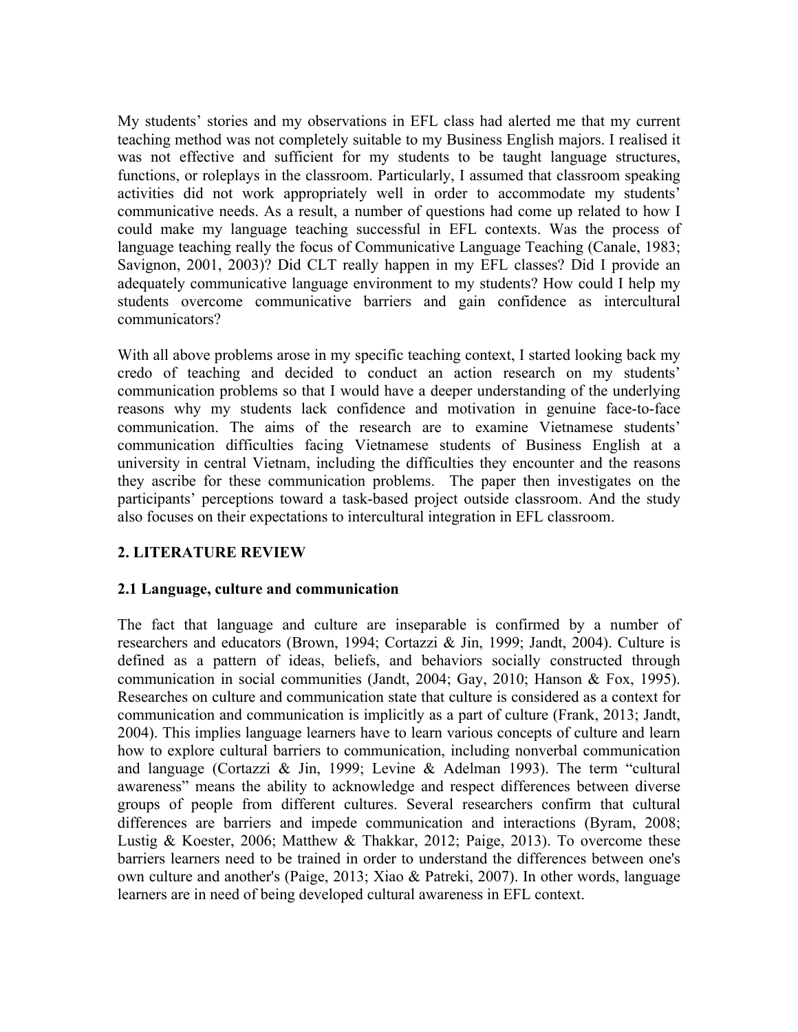My students' stories and my observations in EFL class had alerted me that my current teaching method was not completely suitable to my Business English majors. I realised it was not effective and sufficient for my students to be taught language structures, functions, or roleplays in the classroom. Particularly, I assumed that classroom speaking activities did not work appropriately well in order to accommodate my students' communicative needs. As a result, a number of questions had come up related to how I could make my language teaching successful in EFL contexts. Was the process of language teaching really the focus of Communicative Language Teaching (Canale, 1983; Savignon, 2001, 2003)? Did CLT really happen in my EFL classes? Did I provide an adequately communicative language environment to my students? How could I help my students overcome communicative barriers and gain confidence as intercultural communicators?

With all above problems arose in my specific teaching context, I started looking back my credo of teaching and decided to conduct an action research on my students' communication problems so that I would have a deeper understanding of the underlying reasons why my students lack confidence and motivation in genuine face-to-face communication. The aims of the research are to examine Vietnamese students' communication difficulties facing Vietnamese students of Business English at a university in central Vietnam, including the difficulties they encounter and the reasons they ascribe for these communication problems. The paper then investigates on the participants' perceptions toward a task-based project outside classroom. And the study also focuses on their expectations to intercultural integration in EFL classroom.

## 2. LITERATURE REVIEW

### 2.1 Language, culture and communication

The fact that language and culture are inseparable is confirmed by a number of researchers and educators (Brown, 1994; Cortazzi & Jin, 1999; Jandt, 2004). Culture is defined as a pattern of ideas, beliefs, and behaviors socially constructed through communication in social communities (Jandt, 2004; Gay, 2010; Hanson & Fox, 1995). Researches on culture and communication state that culture is considered as a context for communication and communication is implicitly as a part of culture (Frank, 2013; Jandt, 2004). This implies language learners have to learn various concepts of culture and learn how to explore cultural barriers to communication, including nonverbal communication and language (Cortazzi & Jin, 1999; Levine & Adelman 1993). The term "cultural awareness" means the ability to acknowledge and respect differences between diverse groups of people from different cultures. Several researchers confirm that cultural differences are barriers and impede communication and interactions (Byram, 2008; Lustig & Koester, 2006; Matthew & Thakkar, 2012; Paige, 2013). To overcome these barriers learners need to be trained in order to understand the differences between one's own culture and another's (Paige, 2013; Xiao & Patreki, 2007). In other words, language learners are in need of being developed cultural awareness in EFL context.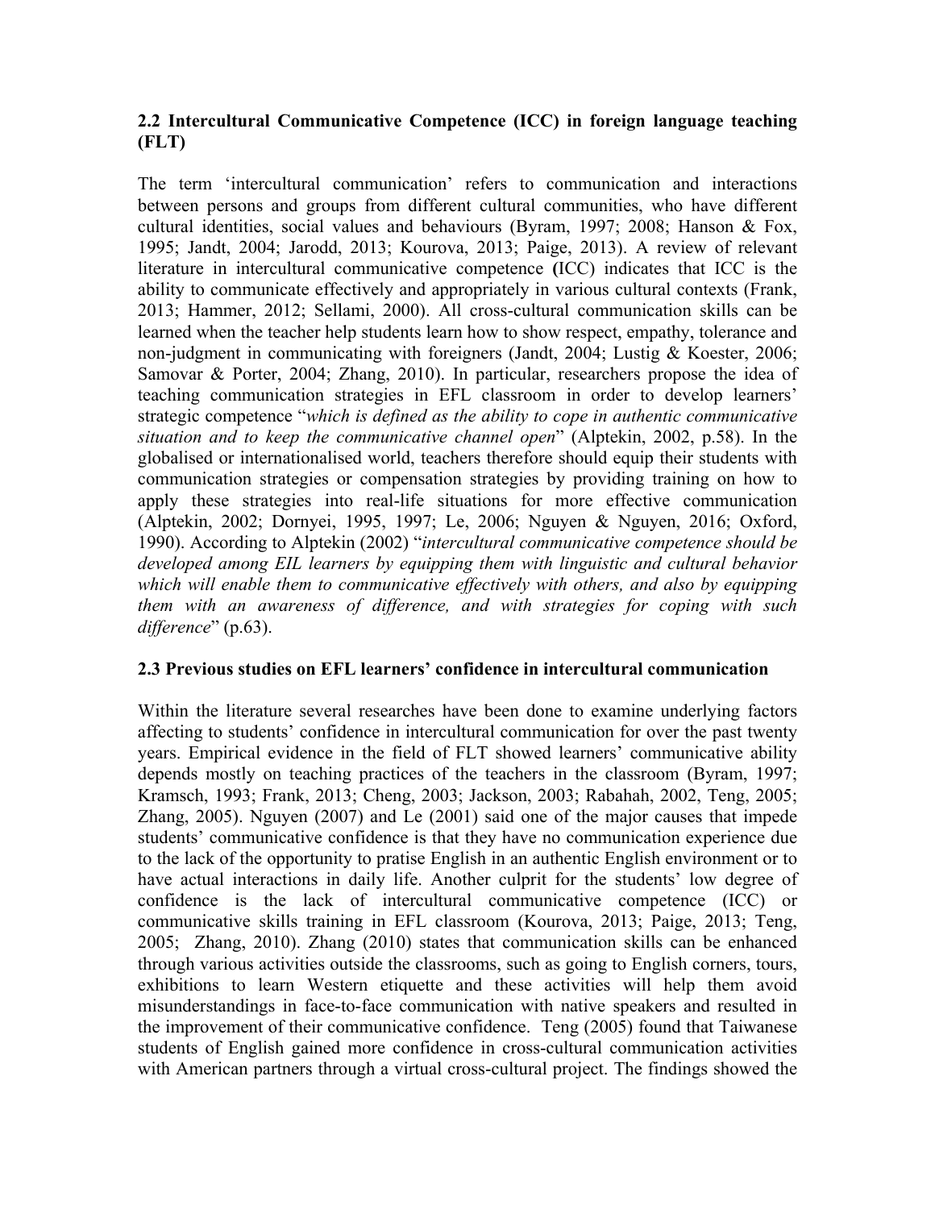## 2.2 Intercultural Communicative Competence (ICC) in foreign language teaching (FLT)

The term 'intercultural communication' refers to communication and interactions between persons and groups from different cultural communities, who have different cultural identities, social values and behaviours (Byram, 1997; 2008; Hanson & Fox, 1995; Jandt, 2004; Jarodd, 2013; Kourova, 2013; Paige, 2013). A review of relevant literature in intercultural communicative competence **(**ICC) indicates that ICC is the ability to communicate effectively and appropriately in various cultural contexts (Frank, 2013; Hammer, 2012; Sellami, 2000). All cross-cultural communication skills can be learned when the teacher help students learn how to show respect, empathy, tolerance and non-judgment in communicating with foreigners (Jandt, 2004; Lustig & Koester, 2006; Samovar & Porter, 2004; Zhang, 2010). In particular, researchers propose the idea of teaching communication strategies in EFL classroom in order to develop learners' strategic competence "*which is defined as the ability to cope in authentic communicative situation and to keep the communicative channel open*" (Alptekin, 2002, p.58). In the globalised or internationalised world, teachers therefore should equip their students with communication strategies or compensation strategies by providing training on how to apply these strategies into real-life situations for more effective communication (Alptekin, 2002; Dornyei, 1995, 1997; Le, 2006; Nguyen & Nguyen, 2016; Oxford, 1990). According to Alptekin (2002) "*intercultural communicative competence should be developed among EIL learners by equipping them with linguistic and cultural behavior which will enable them to communicative effectively with others, and also by equipping them with an awareness of difference, and with strategies for coping with such difference*" (p.63).

## 2.3 Previous studies on EFL learners' confidence in intercultural communication

Within the literature several researches have been done to examine underlying factors affecting to students' confidence in intercultural communication for over the past twenty years. Empirical evidence in the field of FLT showed learners' communicative ability depends mostly on teaching practices of the teachers in the classroom (Byram, 1997; Kramsch, 1993; Frank, 2013; Cheng, 2003; Jackson, 2003; Rabahah, 2002, Teng, 2005; Zhang, 2005). Nguyen (2007) and Le (2001) said one of the major causes that impede students' communicative confidence is that they have no communication experience due to the lack of the opportunity to pratise English in an authentic English environment or to have actual interactions in daily life. Another culprit for the students' low degree of confidence is the lack of intercultural communicative competence (ICC) or communicative skills training in EFL classroom (Kourova, 2013; Paige, 2013; Teng, 2005; Zhang, 2010). Zhang (2010) states that communication skills can be enhanced through various activities outside the classrooms, such as going to English corners, tours, exhibitions to learn Western etiquette and these activities will help them avoid misunderstandings in face-to-face communication with native speakers and resulted in the improvement of their communicative confidence. Teng (2005) found that Taiwanese students of English gained more confidence in cross-cultural communication activities with American partners through a virtual cross-cultural project. The findings showed the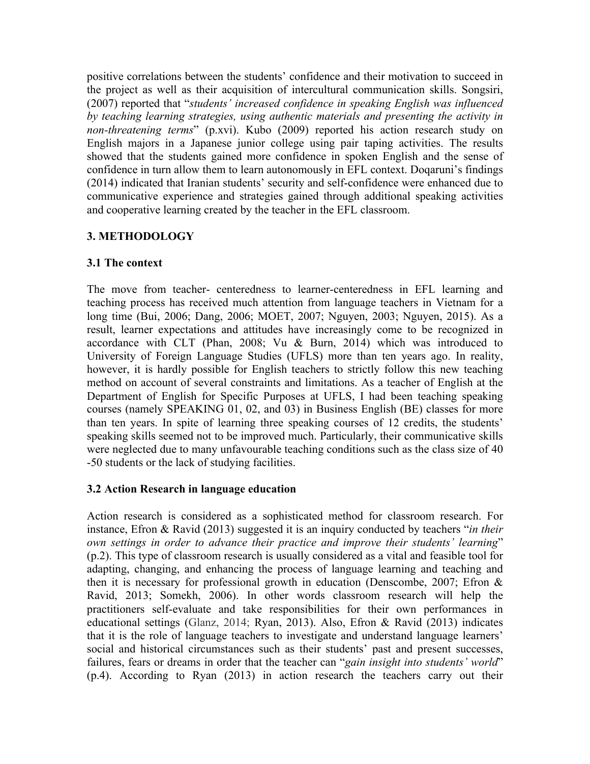positive correlations between the students' confidence and their motivation to succeed in the project as well as their acquisition of intercultural communication skills. Songsiri, (2007) reported that "*students' increased confidence in speaking English was influenced by teaching learning strategies, using authentic materials and presenting the activity in non-threatening terms*" (p.xvi). Kubo (2009) reported his action research study on English majors in a Japanese junior college using pair taping activities. The results showed that the students gained more confidence in spoken English and the sense of confidence in turn allow them to learn autonomously in EFL context. Doqaruni's findings (2014) indicated that Iranian students' security and self-confidence were enhanced due to communicative experience and strategies gained through additional speaking activities and cooperative learning created by the teacher in the EFL classroom.

## 3. METHODOLOGY

### 3.1 The context

The move from teacher- centeredness to learner-centeredness in EFL learning and teaching process has received much attention from language teachers in Vietnam for a long time (Bui, 2006; Dang, 2006; MOET, 2007; Nguyen, 2003; Nguyen, 2015). As a result, learner expectations and attitudes have increasingly come to be recognized in accordance with CLT (Phan, 2008; Vu & Burn, 2014) which was introduced to University of Foreign Language Studies (UFLS) more than ten years ago. In reality, however, it is hardly possible for English teachers to strictly follow this new teaching method on account of several constraints and limitations. As a teacher of English at the Department of English for Specific Purposes at UFLS, I had been teaching speaking courses (namely SPEAKING 01, 02, and 03) in Business English (BE) classes for more than ten years. In spite of learning three speaking courses of 12 credits, the students' speaking skills seemed not to be improved much. Particularly, their communicative skills were neglected due to many unfavourable teaching conditions such as the class size of 40 -50 students or the lack of studying facilities.

### 3.2 Action Research in language education

Action research is considered as a sophisticated method for classroom research. For instance, Efron & Ravid (2013) suggested it is an inquiry conducted by teachers "*in their own settings in order to advance their practice and improve their students' learning*" (p.2). This type of classroom research is usually considered as a vital and feasible tool for adapting, changing, and enhancing the process of language learning and teaching and then it is necessary for professional growth in education (Denscombe, 2007; Efron & Ravid, 2013; Somekh, 2006). In other words classroom research will help the practitioners self-evaluate and take responsibilities for their own performances in educational settings (Glanz, 2014; Ryan, 2013). Also, Efron & Ravid (2013) indicates that it is the role of language teachers to investigate and understand language learners' social and historical circumstances such as their students' past and present successes, failures, fears or dreams in order that the teacher can "*gain insight into students' world*" (p.4). According to Ryan (2013) in action research the teachers carry out their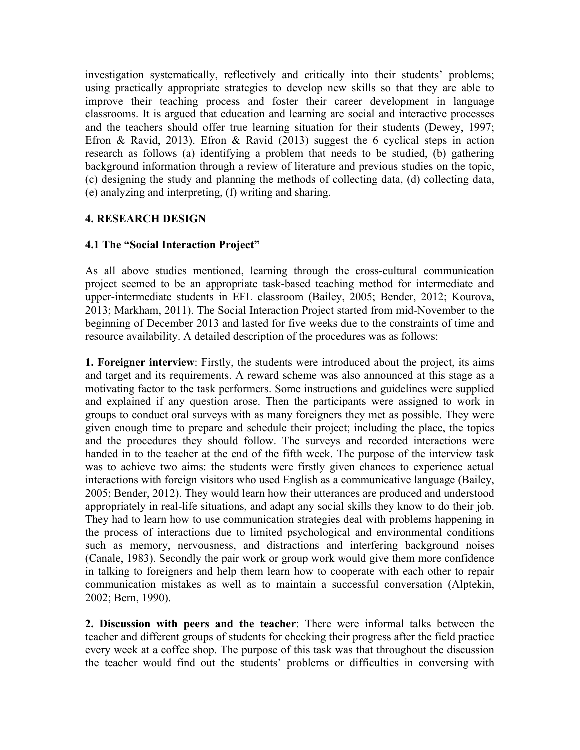investigation systematically, reflectively and critically into their students' problems; using practically appropriate strategies to develop new skills so that they are able to improve their teaching process and foster their career development in language classrooms. It is argued that education and learning are social and interactive processes and the teachers should offer true learning situation for their students (Dewey, 1997; Efron & Ravid, 2013). Efron & Ravid (2013) suggest the 6 cyclical steps in action research as follows (a) identifying a problem that needs to be studied, (b) gathering background information through a review of literature and previous studies on the topic, (c) designing the study and planning the methods of collecting data, (d) collecting data, (e) analyzing and interpreting, (f) writing and sharing.

## 4. RESEARCH DESIGN

### 4.1 The "Social Interaction Project"

As all above studies mentioned, learning through the cross-cultural communication project seemed to be an appropriate task-based teaching method for intermediate and upper-intermediate students in EFL classroom (Bailey, 2005; Bender, 2012; Kourova, 2013; Markham, 2011). The Social Interaction Project started from mid-November to the beginning of December 2013 and lasted for five weeks due to the constraints of time and resource availability. A detailed description of the procedures was as follows:

**1. Foreigner interview**: Firstly, the students were introduced about the project, its aims and target and its requirements. A reward scheme was also announced at this stage as a motivating factor to the task performers. Some instructions and guidelines were supplied and explained if any question arose. Then the participants were assigned to work in groups to conduct oral surveys with as many foreigners they met as possible. They were given enough time to prepare and schedule their project; including the place, the topics and the procedures they should follow. The surveys and recorded interactions were handed in to the teacher at the end of the fifth week. The purpose of the interview task was to achieve two aims: the students were firstly given chances to experience actual interactions with foreign visitors who used English as a communicative language (Bailey, 2005; Bender, 2012). They would learn how their utterances are produced and understood appropriately in real-life situations, and adapt any social skills they know to do their job. They had to learn how to use communication strategies deal with problems happening in the process of interactions due to limited psychological and environmental conditions such as memory, nervousness, and distractions and interfering background noises (Canale, 1983). Secondly the pair work or group work would give them more confidence in talking to foreigners and help them learn how to cooperate with each other to repair communication mistakes as well as to maintain a successful conversation (Alptekin, 2002; Bern, 1990).

**2. Discussion with peers and the teacher**: There were informal talks between the teacher and different groups of students for checking their progress after the field practice every week at a coffee shop. The purpose of this task was that throughout the discussion the teacher would find out the students' problems or difficulties in conversing with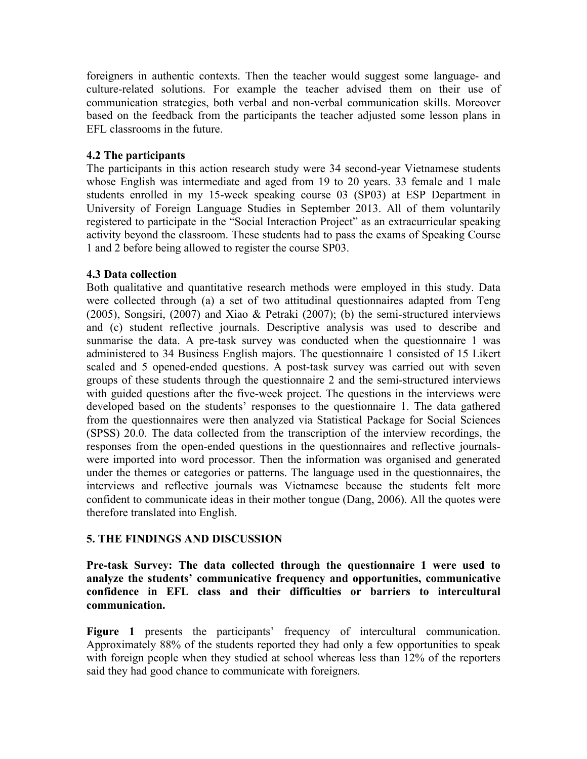foreigners in authentic contexts. Then the teacher would suggest some language- and culture-related solutions. For example the teacher advised them on their use of communication strategies, both verbal and non-verbal communication skills. Moreover based on the feedback from the participants the teacher adjusted some lesson plans in EFL classrooms in the future.

### 4.2 The participants

The participants in this action research study were 34 second-year Vietnamese students whose English was intermediate and aged from 19 to 20 years. 33 female and 1 male students enrolled in my 15-week speaking course 03 (SP03) at ESP Department in University of Foreign Language Studies in September 2013. All of them voluntarily registered to participate in the "Social Interaction Project" as an extracurricular speaking activity beyond the classroom. These students had to pass the exams of Speaking Course 1 and 2 before being allowed to register the course SP03.

### 4.3 Data collection

Both qualitative and quantitative research methods were employed in this study. Data were collected through (a) a set of two attitudinal questionnaires adapted from Teng (2005), Songsiri, (2007) and Xiao & Petraki (2007); (b) the semi-structured interviews and (c) student reflective journals. Descriptive analysis was used to describe and sunmarise the data. A pre-task survey was conducted when the questionnaire 1 was administered to 34 Business English majors. The questionnaire 1 consisted of 15 Likert scaled and 5 opened-ended questions. A post-task survey was carried out with seven groups of these students through the questionnaire 2 and the semi-structured interviews with guided questions after the five-week project. The questions in the interviews were developed based on the students' responses to the questionnaire 1. The data gathered from the questionnaires were then analyzed via Statistical Package for Social Sciences (SPSS) 20.0. The data collected from the transcription of the interview recordings, the responses from the open-ended questions in the questionnaires and reflective journals- were imported into word processor. Then the information was organised and generated under the themes or categories or patterns. The language used in the questionnaires, the interviews and reflective journals was Vietnamese because the students felt more confident to communicate ideas in their mother tongue (Dang, 2006). All the quotes were therefore translated into English.

## 5. THE FINDINGS AND DISCUSSION

**Pre-task Survey: The data collected through the questionnaire 1 were used to analyze the students' communicative frequency and opportunities, communicative confidence in EFL class and their difficulties or barriers to intercultural communication.**

**Figure 1** presents the participants' frequency of intercultural communication. Approximately 88% of the students reported they had only a few opportunities to speak with foreign people when they studied at school whereas less than 12% of the reporters said they had good chance to communicate with foreigners.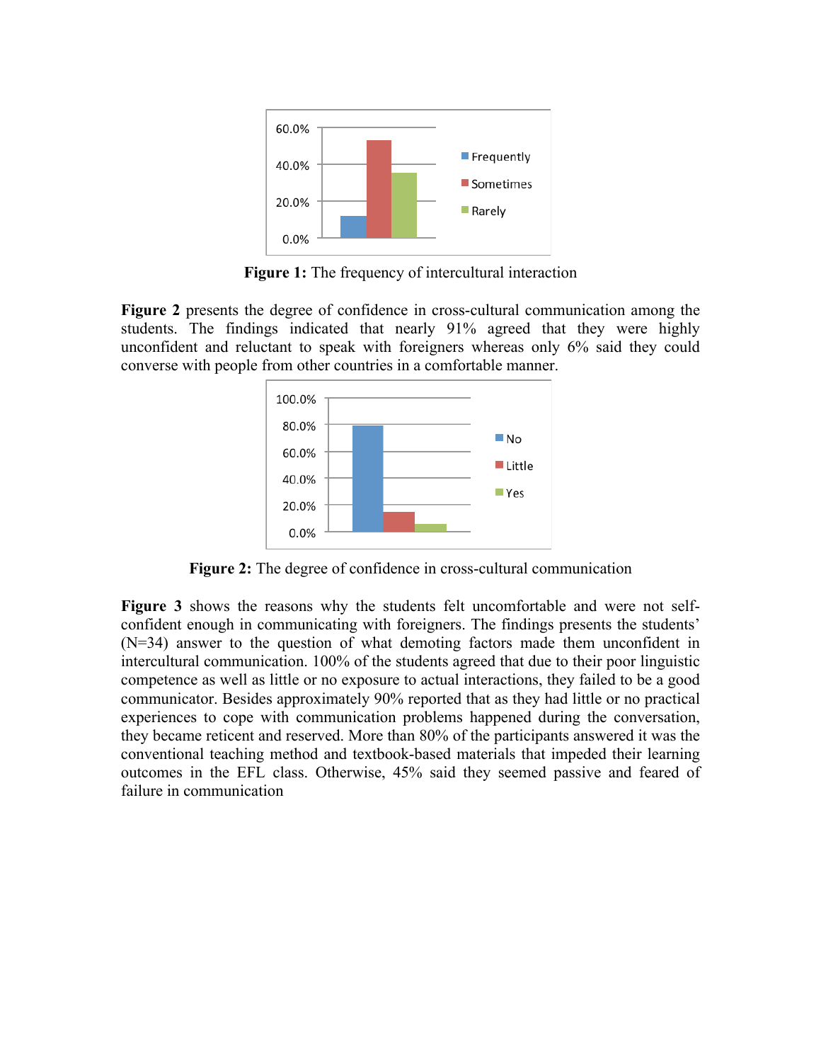**Figure 1:** The frequency of intercultural interaction

**Figure 2** presents the degree of confidence in cross-cultural communication among the students. The findings indicated that nearly 91% agreed that they were highly unconfident and reluctant to speak with foreigners whereas only 6% said they could converse with people from other countries in a comfortable manner.

**Figure 2:** The degree of confidence in cross-cultural communication

**Figure 3** shows the reasons why the students felt uncomfortable and were not self-confident enough in communicating with foreigners. The findings presents the students' (N=34) answer to the question of what demoting factors made them unconfident in intercultural communication. 100% of the students agreed that due to their poor linguistic competence as well as little or no exposure to actual interactions, they failed to be a good communicator. Besides approximately 90% reported that as they had little or no practical experiences to cope with communication problems happened during the conversation, they became reticent and reserved. More than 80% of the participants answered it was the conventional teaching method and textbook-based materials that impeded their learning outcomes in the EFL class. Otherwise, 45% said they seemed passive and feared of failure in communication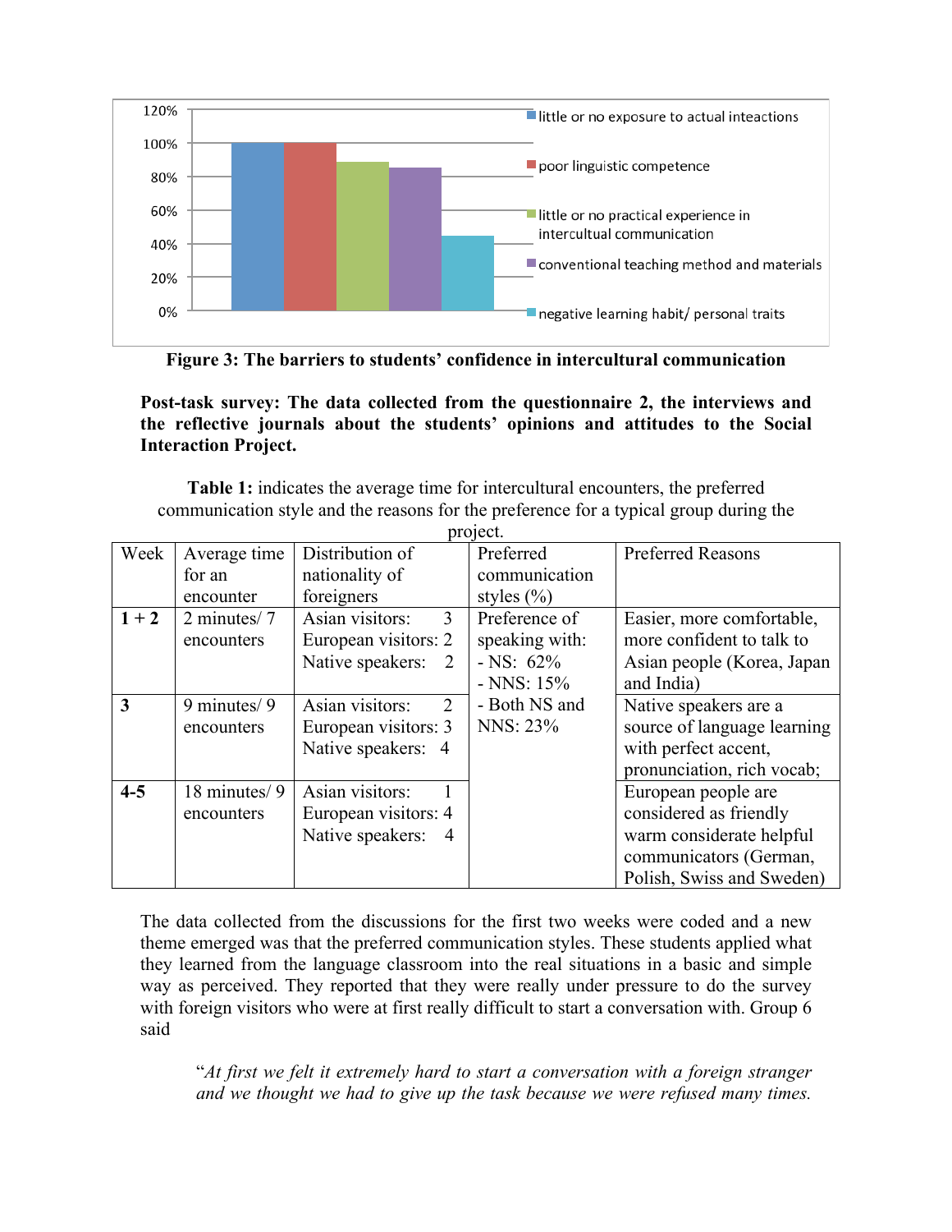**Figure 3: The barriers to students' confidence in intercultural communication**

**Post-task survey: The data collected from the questionnaire 2, the interviews and the reflective journals about the students' opinions and attitudes to the Social Interaction Project.**

**Table 1:** indicates the average time for intercultural encounters, the preferred communication style and the reasons for the preference for a typical group during the project.

| Week | Average time for an encounter | Distribution of nationality of foreigners | Preferred communication styles (%) | Preferred Reasons |
|---|---|---|---|---|
| **1 + 2** | 2 minutes/ 7 encounters | Asian visitors: 3<br>European visitors: 2<br>Native speakers: 2 | Preference of speaking with:<br>- NS: 62%<br>- NNS: 15%<br>- Both NS and NNS: 23% | Easier, more comfortable, more confident to talk to Asian people (Korea, Japan and India) |
| **3** | 9 minutes/ 9 encounters | Asian visitors: 2<br>European visitors: 3<br>Native speakers: 4 | | Native speakers are a source of language learning with perfect accent, pronunciation, rich vocab; |
| **4-5** | 18 minutes/ 9 encounters | Asian visitors: 1<br>European visitors: 4<br>Native speakers: 4 | | European people are considered as friendly warm considerate helpful communicators (German, Polish, Swiss and Sweden) |

The data collected from the discussions for the first two weeks were coded and a new theme emerged was that the preferred communication styles. These students applied what they learned from the language classroom into the real situations in a basic and simple way as perceived. They reported that they were really under pressure to do the survey with foreign visitors who were at first really difficult to start a conversation with. Group 6 said

> "*At first we felt it extremely hard to start a conversation with a foreign stranger and we thought we had to give up the task because we were refused many times.*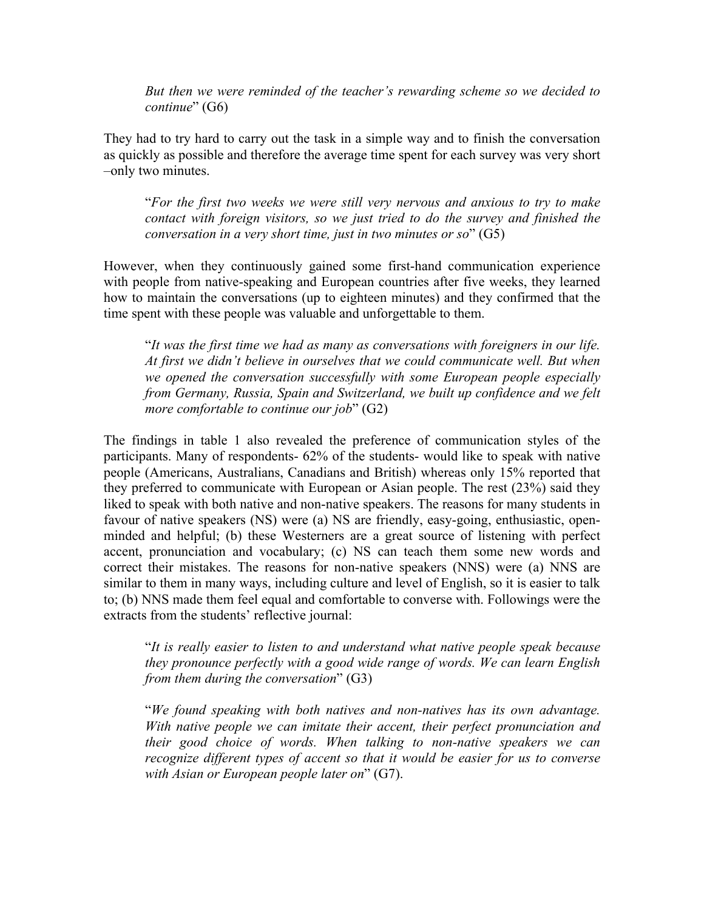> *But then we were reminded of the teacher's rewarding scheme so we decided to continue*" (G6)

They had to try hard to carry out the task in a simple way and to finish the conversation as quickly as possible and therefore the average time spent for each survey was very short –only two minutes.

> "*For the first two weeks we were still very nervous and anxious to try to make contact with foreign visitors, so we just tried to do the survey and finished the conversation in a very short time, just in two minutes or so*" (G5)

However, when they continuously gained some first-hand communication experience with people from native-speaking and European countries after five weeks, they learned how to maintain the conversations (up to eighteen minutes) and they confirmed that the time spent with these people was valuable and unforgettable to them.

> "*It was the first time we had as many as conversations with foreigners in our life. At first we didn't believe in ourselves that we could communicate well. But when we opened the conversation successfully with some European people especially from Germany, Russia, Spain and Switzerland, we built up confidence and we felt more comfortable to continue our job*" (G2)

The findings in table 1 also revealed the preference of communication styles of the participants. Many of respondents- 62% of the students- would like to speak with native people (Americans, Australians, Canadians and British) whereas only 15% reported that they preferred to communicate with European or Asian people. The rest (23%) said they liked to speak with both native and non-native speakers. The reasons for many students in favour of native speakers (NS) were (a) NS are friendly, easy-going, enthusiastic, open-minded and helpful; (b) these Westerners are a great source of listening with perfect accent, pronunciation and vocabulary; (c) NS can teach them some new words and correct their mistakes. The reasons for non-native speakers (NNS) were (a) NNS are similar to them in many ways, including culture and level of English, so it is easier to talk to; (b) NNS made them feel equal and comfortable to converse with. Followings were the extracts from the students' reflective journal:

> "*It is really easier to listen to and understand what native people speak because they pronounce perfectly with a good wide range of words. We can learn English from them during the conversation*" (G3)

> "*We found speaking with both natives and non-natives has its own advantage. With native people we can imitate their accent, their perfect pronunciation and their good choice of words. When talking to non-native speakers we can recognize different types of accent so that it would be easier for us to converse with Asian or European people later on*" (G7).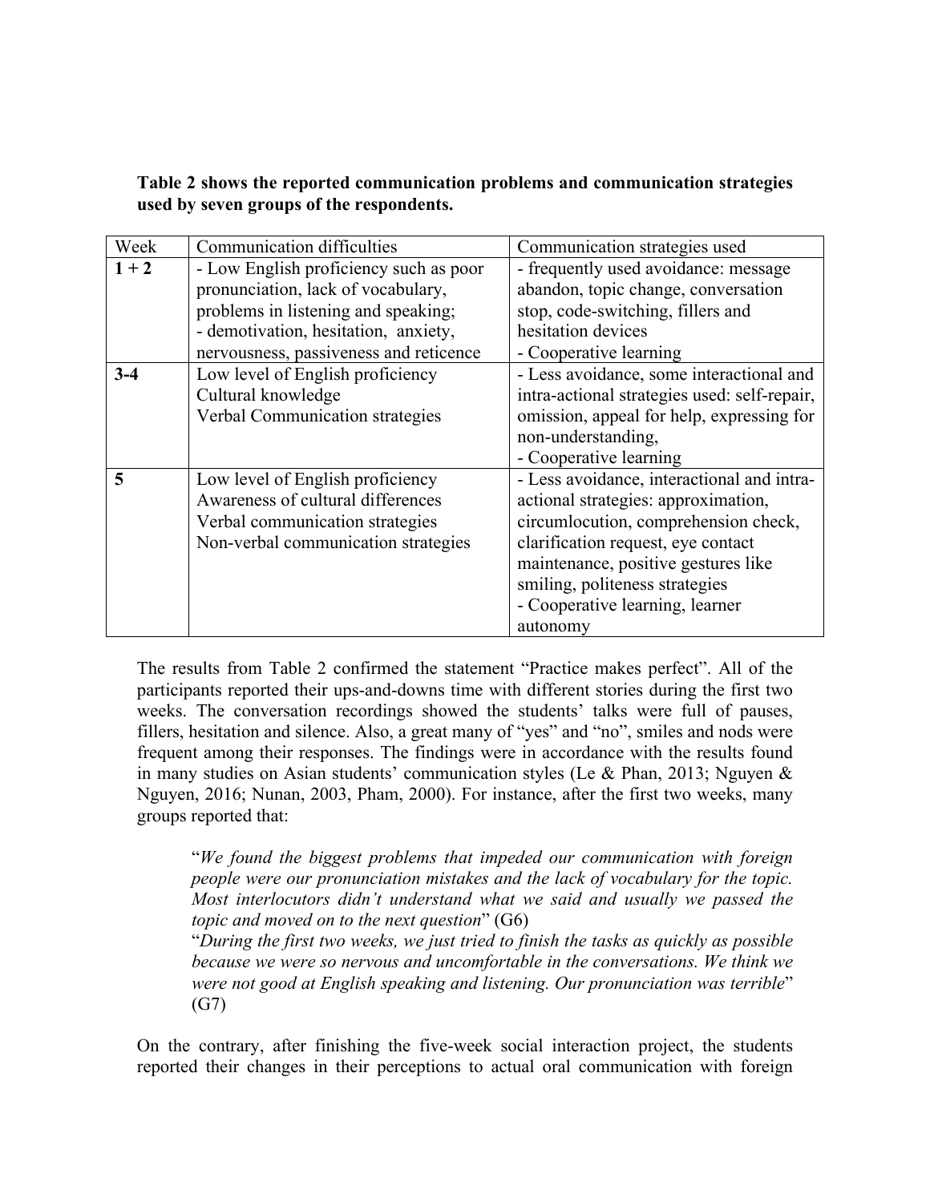**Table 2 shows the reported communication problems and communication strategies used by seven groups of the respondents.**

| Week | Communication difficulties | Communication strategies used |
|---|---|---|
| **1 + 2** | - Low English proficiency such as poor pronunciation, lack of vocabulary, problems in listening and speaking;<br>- demotivation, hesitation, anxiety, nervousness, passiveness and reticence | - frequently used avoidance: message abandon, topic change, conversation stop, code-switching, fillers and hesitation devices<br>- Cooperative learning |
| **3-4** | Low level of English proficiency<br>Cultural knowledge<br>Verbal Communication strategies | - Less avoidance, some interactional and intra-actional strategies used: self-repair, omission, appeal for help, expressing for non-understanding,<br>- Cooperative learning |
| **5** | Low level of English proficiency<br>Awareness of cultural differences<br>Verbal communication strategies<br>Non-verbal communication strategies | - Less avoidance, interactional and intra-actional strategies: approximation, circumlocution, comprehension check, clarification request, eye contact maintenance, positive gestures like smiling, politeness strategies<br>- Cooperative learning, learner autonomy |

The results from Table 2 confirmed the statement "Practice makes perfect". All of the participants reported their ups-and-downs time with different stories during the first two weeks. The conversation recordings showed the students' talks were full of pauses, fillers, hesitation and silence. Also, a great many of "yes" and "no", smiles and nods were frequent among their responses. The findings were in accordance with the results found in many studies on Asian students' communication styles (Le & Phan, 2013; Nguyen & Nguyen, 2016; Nunan, 2003, Pham, 2000). For instance, after the first two weeks, many groups reported that:

> "*We found the biggest problems that impeded our communication with foreign people were our pronunciation mistakes and the lack of vocabulary for the topic. Most interlocutors didn't understand what we said and usually we passed the topic and moved on to the next question*" (G6)
>
> "*During the first two weeks, we just tried to finish the tasks as quickly as possible because we were so nervous and uncomfortable in the conversations. We think we were not good at English speaking and listening. Our pronunciation was terrible*" (G7)

On the contrary, after finishing the five-week social interaction project, the students reported their changes in their perceptions to actual oral communication with foreign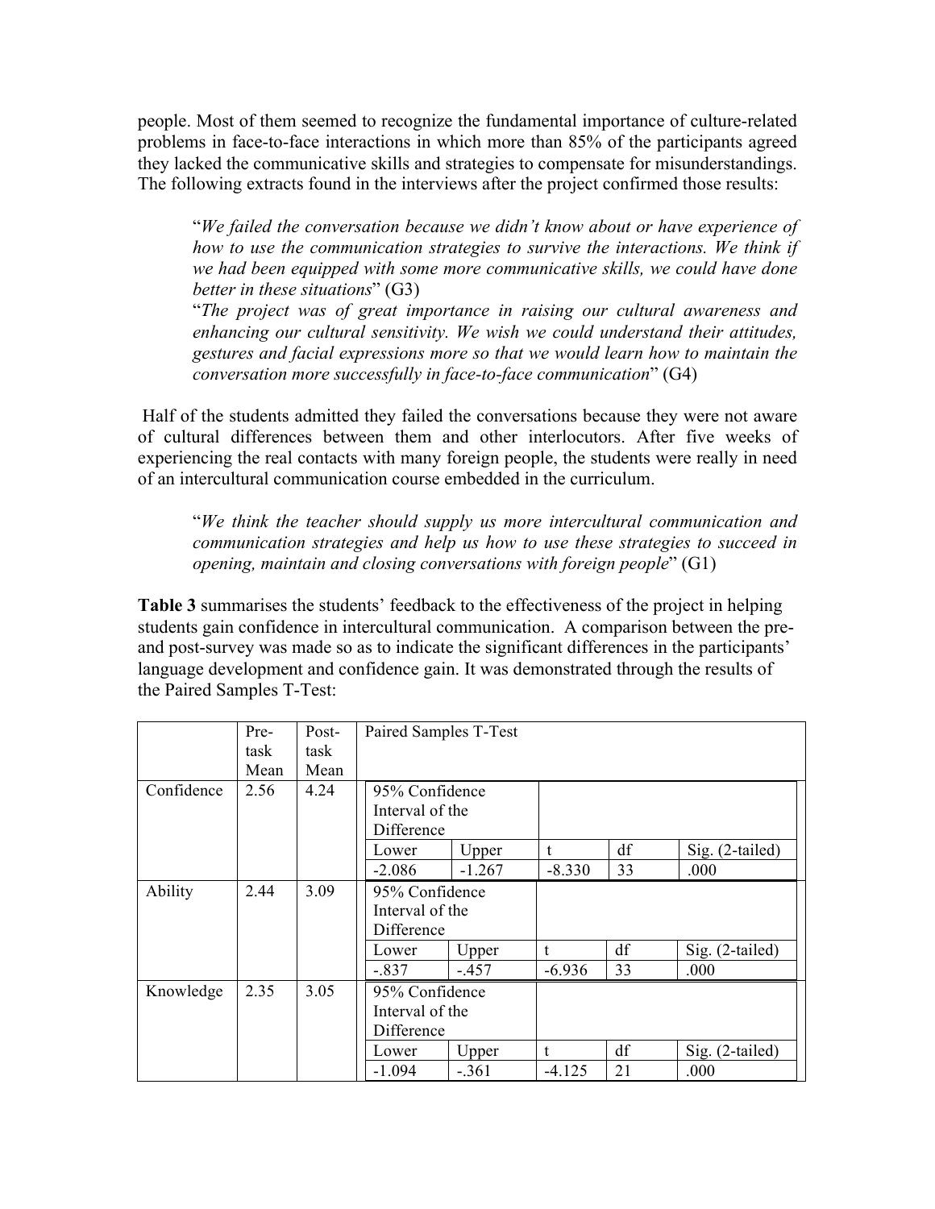people. Most of them seemed to recognize the fundamental importance of culture-related problems in face-to-face interactions in which more than 85% of the participants agreed they lacked the communicative skills and strategies to compensate for misunderstandings. The following extracts found in the interviews after the project confirmed those results:

> "*We failed the conversation because we didn't know about or have experience of how to use the communication strategies to survive the interactions. We think if we had been equipped with some more communicative skills, we could have done better in these situations*" (G3)
>
> "*The project was of great importance in raising our cultural awareness and enhancing our cultural sensitivity. We wish we could understand their attitudes, gestures and facial expressions more so that we would learn how to maintain the conversation more successfully in face-to-face communication*" (G4)

Half of the students admitted they failed the conversations because they were not aware of cultural differences between them and other interlocutors. After five weeks of experiencing the real contacts with many foreign people, the students were really in need of an intercultural communication course embedded in the curriculum.

> "*We think the teacher should supply us more intercultural communication and communication strategies and help us how to use these strategies to succeed in opening, maintain and closing conversations with foreign people*" (G1)

**Table 3** summarises the students' feedback to the effectiveness of the project in helping students gain confidence in intercultural communication. A comparison between the pre- and post-survey was made so as to indicate the significant differences in the participants' language development and confidence gain. It was demonstrated through the results of the Paired Samples T-Test:

| | Pre-task Mean | Post-task Mean | Paired Samples T-Test | | | | |
|---|---|---|---|---|---|---|---|
| Confidence | 2.56 | 4.24 | 95% Confidence Interval of the Difference | | | | |
| | | | Lower | Upper | t | df | Sig. (2-tailed) |
| | | | -2.086 | -1.267 | -8.330 | 33 | .000 |
| Ability | 2.44 | 3.09 | 95% Confidence Interval of the Difference | | | | |
| | | | Lower | Upper | t | df | Sig. (2-tailed) |
| | | | -.837 | -.457 | -6.936 | 33 | .000 |
| Knowledge | 2.35 | 3.05 | 95% Confidence Interval of the Difference | | | | |
| | | | Lower | Upper | t | df | Sig. (2-tailed) |
| | | | -1.094 | -.361 | -4.125 | 21 | .000 |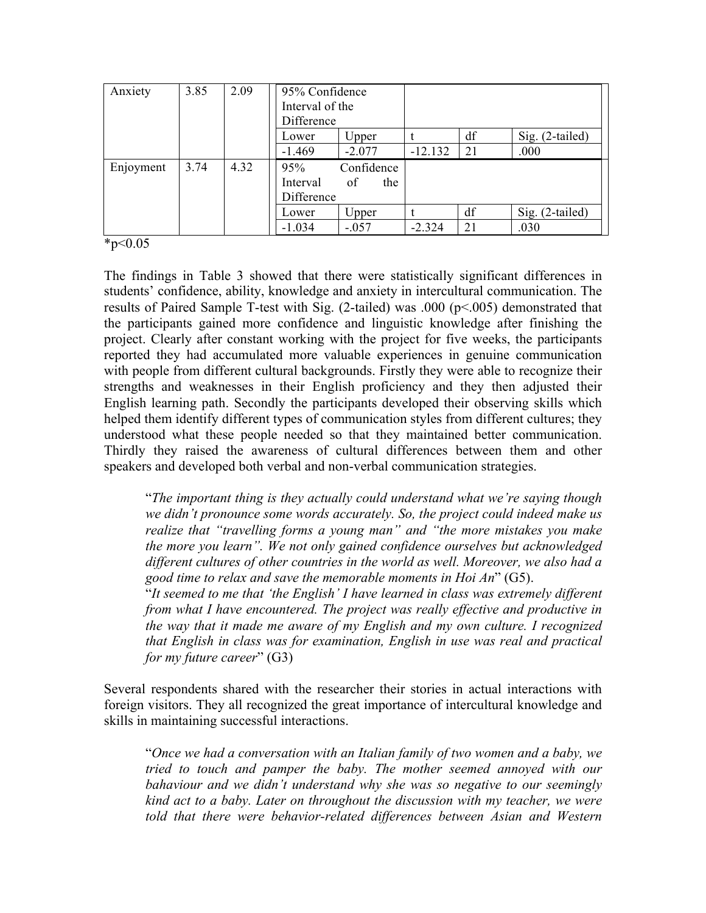| Anxiety | 3.85 | 2.09 | 95% Confidence Interval of the Difference | | | | |
|---|---|---|---|---|---|---|---|
| | | | Lower | Upper | t | df | Sig. (2-tailed) |
| | | | -1.469 | -2.077 | -12.132 | 21 | .000 |
| Enjoyment | 3.74 | 4.32 | 95% Confidence Interval of the Difference | | | | |
| | | | Lower | Upper | t | df | Sig. (2-tailed) |
| | | | -1.034 | -.057 | -2.324 | 21 | .030 |

*p<0.05

The findings in Table 3 showed that there were statistically significant differences in students' confidence, ability, knowledge and anxiety in intercultural communication. The results of Paired Sample T-test with Sig. (2-tailed) was .000 ($p<.005$) demonstrated that the participants gained more confidence and linguistic knowledge after finishing the project. Clearly after constant working with the project for five weeks, the participants reported they had accumulated more valuable experiences in genuine communication with people from different cultural backgrounds. Firstly they were able to recognize their strengths and weaknesses in their English proficiency and they then adjusted their English learning path. Secondly the participants developed their observing skills which helped them identify different types of communication styles from different cultures; they understood what these people needed so that they maintained better communication. Thirdly they raised the awareness of cultural differences between them and other speakers and developed both verbal and non-verbal communication strategies.

> "*The important thing is they actually could understand what we're saying though we didn't pronounce some words accurately. So, the project could indeed make us realize that "travelling forms a young man" and "the more mistakes you make the more you learn". We not only gained confidence ourselves but acknowledged different cultures of other countries in the world as well. Moreover, we also had a good time to relax and save the memorable moments in Hoi An*" (G5).
>
> "*It seemed to me that 'the English' I have learned in class was extremely different from what I have encountered. The project was really effective and productive in the way that it made me aware of my English and my own culture. I recognized that English in class was for examination, English in use was real and practical for my future career*" (G3)

Several respondents shared with the researcher their stories in actual interactions with foreign visitors. They all recognized the great importance of intercultural knowledge and skills in maintaining successful interactions.

> "*Once we had a conversation with an Italian family of two women and a baby, we tried to touch and pamper the baby. The mother seemed annoyed with our bahaviour and we didn't understand why she was so negative to our seemingly kind act to a baby. Later on throughout the discussion with my teacher, we were told that there were behavior-related differences between Asian and Western*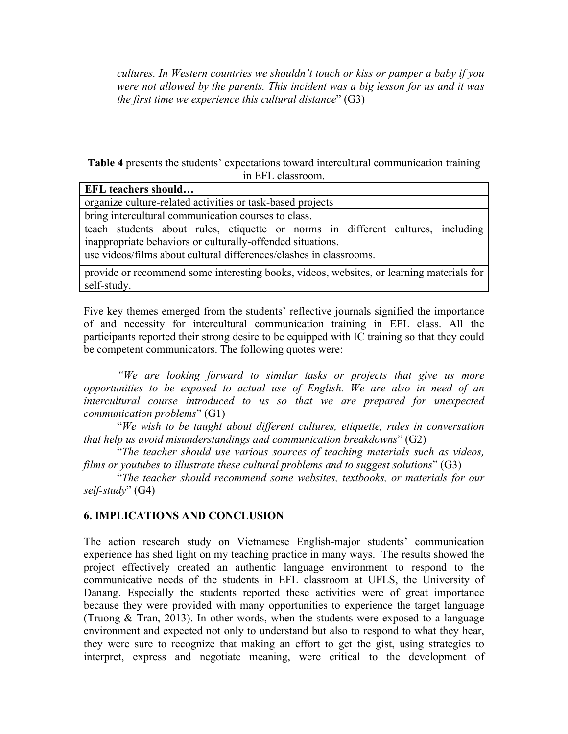*cultures. In Western countries we shouldn't touch or kiss or pamper a baby if you were not allowed by the parents. This incident was a big lesson for us and it was the first time we experience this cultural distance*" (G3)

**Table 4** presents the students' expectations toward intercultural communication training in EFL classroom.

| **EFL teachers should…** |
|---|
| organize culture-related activities or task-based projects |
| bring intercultural communication courses to class. |
| teach students about rules, etiquette or norms in different cultures, including inappropriate behaviors or culturally-offended situations. |
| use videos/films about cultural differences/clashes in classrooms. |
| provide or recommend some interesting books, videos, websites, or learning materials for self-study. |

Five key themes emerged from the students' reflective journals signified the importance of and necessity for intercultural communication training in EFL class. All the participants reported their strong desire to be equipped with IC training so that they could be competent communicators. The following quotes were:

*"We are looking forward to similar tasks or projects that give us more opportunities to be exposed to actual use of English. We are also in need of an intercultural course introduced to us so that we are prepared for unexpected communication problems*" (G1)

"*We wish to be taught about different cultures, etiquette, rules in conversation that help us avoid misunderstandings and communication breakdowns*" (G2)

"*The teacher should use various sources of teaching materials such as videos, films or youtubes to illustrate these cultural problems and to suggest solutions*" (G3)

"*The teacher should recommend some websites, textbooks, or materials for our self-study*" (G4)

## 6. IMPLICATIONS AND CONCLUSION

The action research study on Vietnamese English-major students' communication experience has shed light on my teaching practice in many ways. The results showed the project effectively created an authentic language environment to respond to the communicative needs of the students in EFL classroom at UFLS, the University of Danang. Especially the students reported these activities were of great importance because they were provided with many opportunities to experience the target language (Truong & Tran, 2013). In other words, when the students were exposed to a language environment and expected not only to understand but also to respond to what they hear, they were sure to recognize that making an effort to get the gist, using strategies to interpret, express and negotiate meaning, were critical to the development of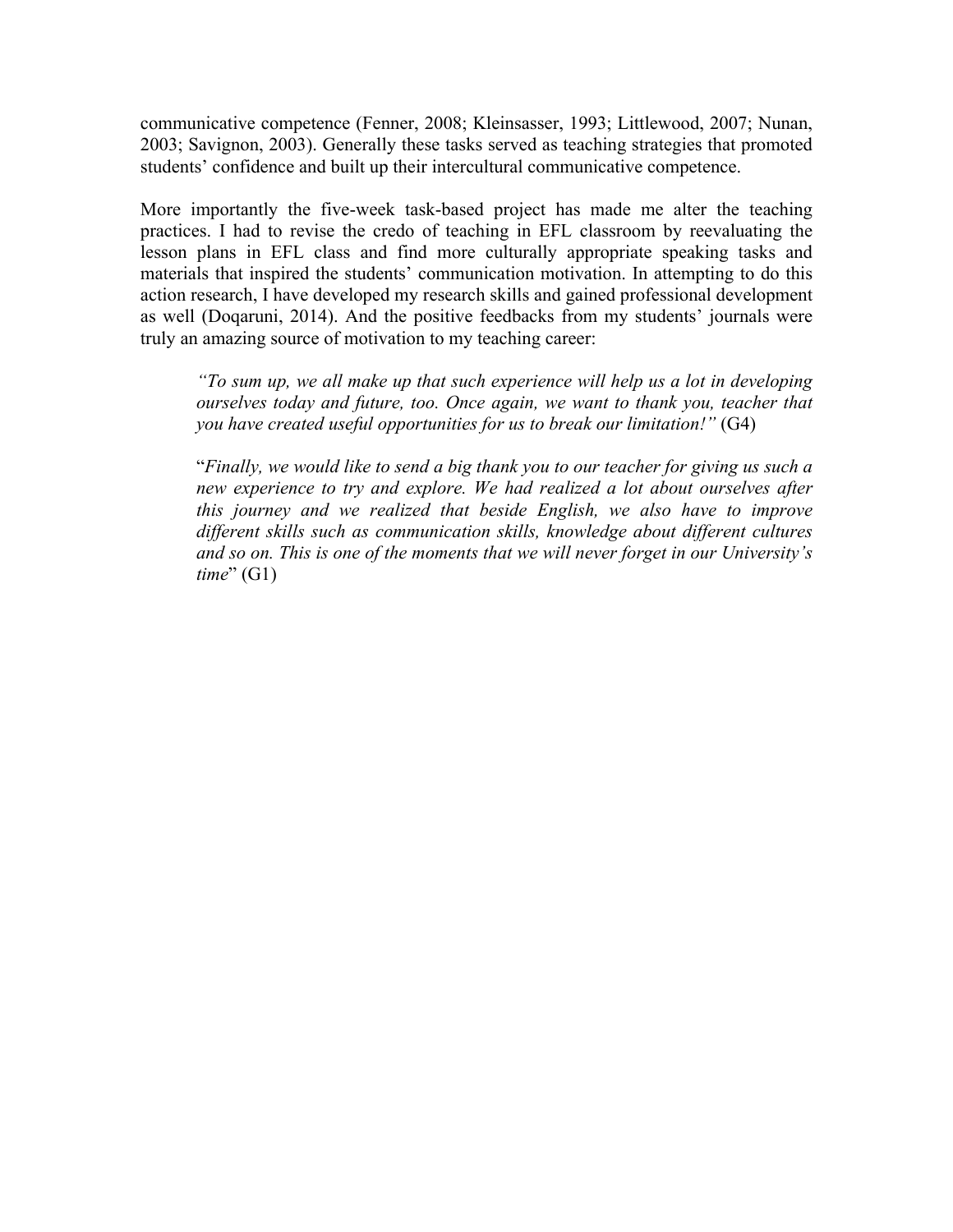communicative competence (Fenner, 2008; Kleinsasser, 1993; Littlewood, 2007; Nunan, 2003; Savignon, 2003). Generally these tasks served as teaching strategies that promoted students' confidence and built up their intercultural communicative competence.

More importantly the five-week task-based project has made me alter the teaching practices. I had to revise the credo of teaching in EFL classroom by reevaluating the lesson plans in EFL class and find more culturally appropriate speaking tasks and materials that inspired the students' communication motivation. In attempting to do this action research, I have developed my research skills and gained professional development as well (Doqaruni, 2014). And the positive feedbacks from my students' journals were truly an amazing source of motivation to my teaching career:

> *"To sum up, we all make up that such experience will help us a lot in developing ourselves today and future, too. Once again, we want to thank you, teacher that you have created useful opportunities for us to break our limitation!"* (G4)
>
> "*Finally, we would like to send a big thank you to our teacher for giving us such a new experience to try and explore. We had realized a lot about ourselves after this journey and we realized that beside English, we also have to improve different skills such as communication skills, knowledge about different cultures and so on. This is one of the moments that we will never forget in our University's time*" (G1)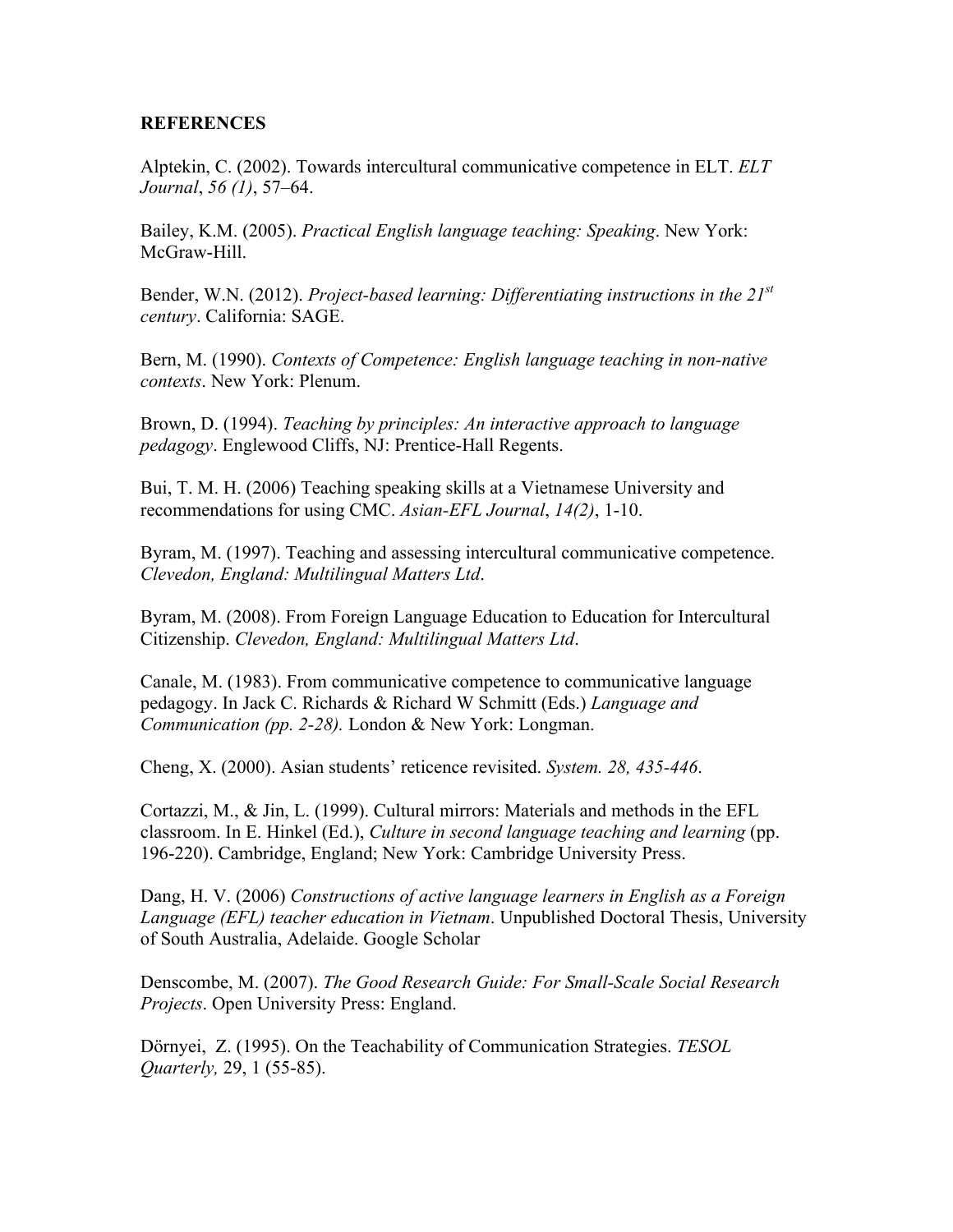**REFERENCES**

Alptekin, C. (2002). Towards intercultural communicative competence in ELT. *ELT Journal*, *56 (1)*, 57–64.

Bailey, K.M. (2005). *Practical English language teaching: Speaking*. New York: McGraw-Hill.

Bender, W.N. (2012). *Project-based learning: Differentiating instructions in the 21st century*. California: SAGE.

Bern, M. (1990). *Contexts of Competence: English language teaching in non-native contexts*. New York: Plenum.

Brown, D. (1994). *Teaching by principles: An interactive approach to language pedagogy*. Englewood Cliffs, NJ: Prentice-Hall Regents.

Bui, T. M. H. (2006) Teaching speaking skills at a Vietnamese University and recommendations for using CMC. *Asian-EFL Journal*, *14(2)*, 1-10.

Byram, M. (1997). Teaching and assessing intercultural communicative competence. *Clevedon, England: Multilingual Matters Ltd*.

Byram, M. (2008). From Foreign Language Education to Education for Intercultural Citizenship. *Clevedon, England: Multilingual Matters Ltd*.

Canale, M. (1983). From communicative competence to communicative language pedagogy. In Jack C. Richards & Richard W Schmitt (Eds.) *Language and Communication (pp. 2-28).* London & New York: Longman.

Cheng, X. (2000). Asian students' reticence revisited. *System. 28, 435-446*.

Cortazzi, M., & Jin, L. (1999). Cultural mirrors: Materials and methods in the EFL classroom. In E. Hinkel (Ed.), *Culture in second language teaching and learning* (pp. 196-220). Cambridge, England; New York: Cambridge University Press.

Dang, H. V. (2006) *Constructions of active language learners in English as a Foreign Language (EFL) teacher education in Vietnam*. Unpublished Doctoral Thesis, University of South Australia, Adelaide. Google Scholar

Denscombe, M. (2007). *The Good Research Guide: For Small-Scale Social Research Projects*. Open University Press: England.

Dörnyei, Z. (1995). On the Teachability of Communication Strategies. *TESOL Quarterly,* 29, 1 (55-85).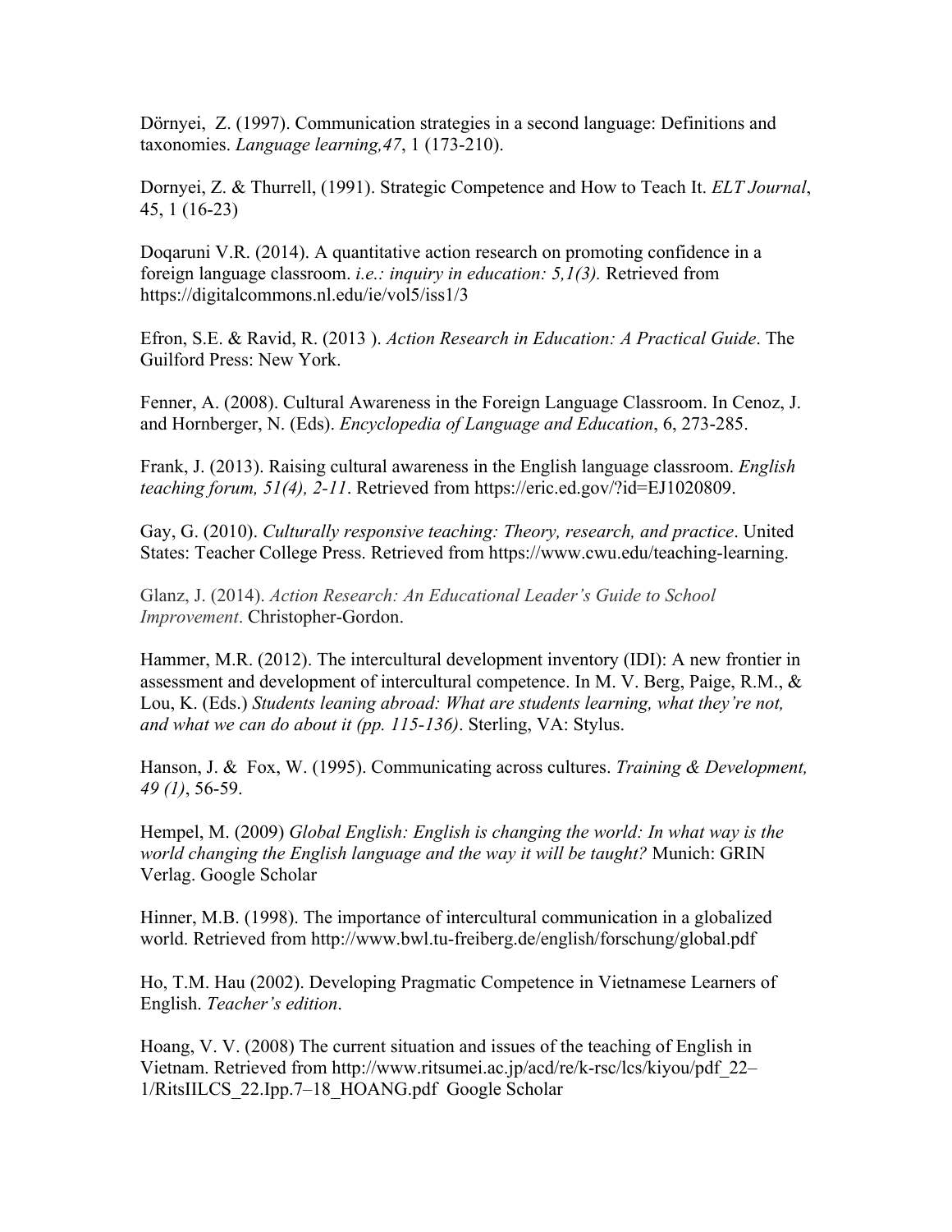Dörnyei,  Z. (1997). Communication strategies in a second language: Definitions and taxonomies. *Language learning,47*, 1 (173-210).

Dornyei, Z. & Thurrell, (1991). Strategic Competence and How to Teach It. *ELT Journal*, 45, 1 (16-23)

Doqaruni V.R. (2014). A quantitative action research on promoting confidence in a foreign language classroom. *i.e.: inquiry in education: 5,1(3).* Retrieved from https://digitalcommons.nl.edu/ie/vol5/iss1/3

Efron, S.E. & Ravid, R. (2013 ). *Action Research in Education: A Practical Guide*. The Guilford Press: New York.

Fenner, A. (2008). Cultural Awareness in the Foreign Language Classroom. In Cenoz, J. and Hornberger, N. (Eds). *Encyclopedia of Language and Education*, 6, 273-285.

Frank, J. (2013). Raising cultural awareness in the English language classroom. *English teaching forum, 51(4), 2-11*. Retrieved from https://eric.ed.gov/?id=EJ1020809.

Gay, G. (2010). *Culturally responsive teaching: Theory, research, and practice*. United States: Teacher College Press. Retrieved from https://www.cwu.edu/teaching-learning.

Glanz, J. (2014). *Action Research: An Educational Leader's Guide to School Improvement*. Christopher-Gordon.

Hammer, M.R. (2012). The intercultural development inventory (IDI): A new frontier in assessment and development of intercultural competence. In M. V. Berg, Paige, R.M., & Lou, K. (Eds.) *Students leaning abroad: What are students learning, what they're not, and what we can do about it (pp. 115-136)*. Sterling, VA: Stylus.

Hanson, J. &  Fox, W. (1995). Communicating across cultures. *Training & Development, 49 (1)*, 56-59.

Hempel, M. (2009) *Global English: English is changing the world: In what way is the world changing the English language and the way it will be taught?* Munich: GRIN Verlag. Google Scholar

Hinner, M.B. (1998). The importance of intercultural communication in a globalized world. Retrieved from http://www.bwl.tu-freiberg.de/english/forschung/global.pdf

Ho, T.M. Hau (2002). Developing Pragmatic Competence in Vietnamese Learners of English. *Teacher's edition*.

Hoang, V. V. (2008) The current situation and issues of the teaching of English in Vietnam. Retrieved from http://www.ritsumei.ac.jp/acd/re/k-rsc/lcs/kiyou/pdf_22–1/RitsIILCS_22.1pp.7–18_HOANG.pdf  Google Scholar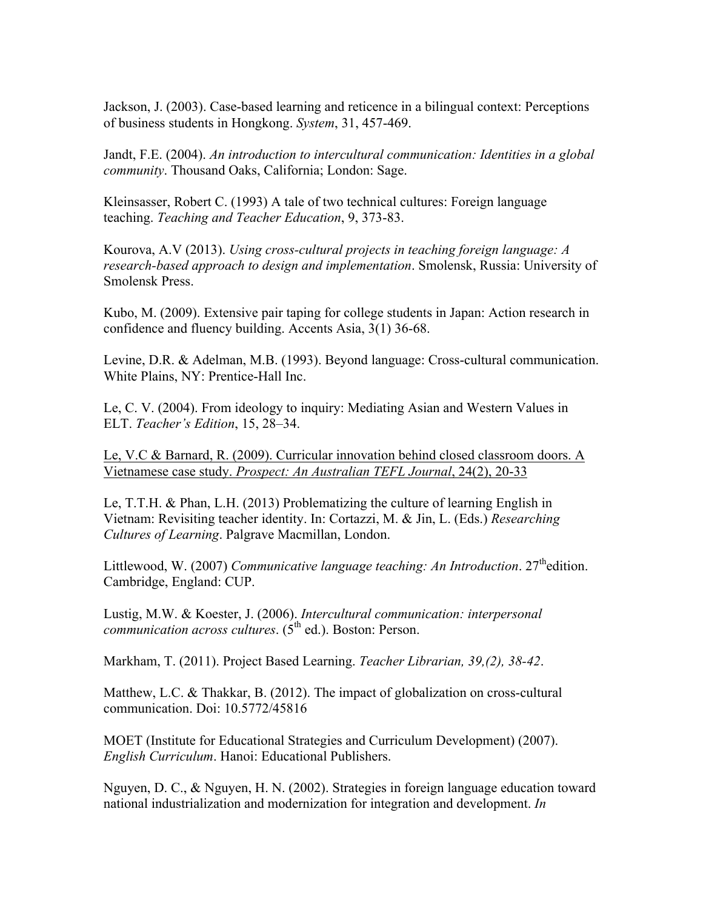Jackson, J. (2003). Case-based learning and reticence in a bilingual context: Perceptions of business students in Hongkong. *System*, 31, 457-469.

Jandt, F.E. (2004). *An introduction to intercultural communication: Identities in a global community*. Thousand Oaks, California; London: Sage.

Kleinsasser, Robert C. (1993) A tale of two technical cultures: Foreign language teaching. *Teaching and Teacher Education*, 9, 373-83.

Kourova, A.V (2013). *Using cross-cultural projects in teaching foreign language: A research-based approach to design and implementation*. Smolensk, Russia: University of Smolensk Press.

Kubo, M. (2009). Extensive pair taping for college students in Japan: Action research in confidence and fluency building. Accents Asia, 3(1) 36-68.

Levine, D.R. & Adelman, M.B. (1993). Beyond language: Cross-cultural communication. White Plains, NY: Prentice-Hall Inc.

Le, C. V. (2004). From ideology to inquiry: Mediating Asian and Western Values in ELT. *Teacher's Edition*, 15, 28–34.

<u>Le, V.C & Barnard, R. (2009). Curricular innovation behind closed classroom doors. A Vietnamese case study. *Prospect: An Australian TEFL Journal*, 24(2), 20-33</u>

Le, T.T.H. & Phan, L.H. (2013) Problematizing the culture of learning English in Vietnam: Revisiting teacher identity. In: Cortazzi, M. & Jin, L. (Eds.) *Researching Cultures of Learning*. Palgrave Macmillan, London.

Littlewood, W. (2007) *Communicative language teaching: An Introduction*. 27thedition. Cambridge, England: CUP.

Lustig, M.W. & Koester, J. (2006). *Intercultural communication: interpersonal communication across cultures*. (5th ed.). Boston: Person.

Markham, T. (2011). Project Based Learning. *Teacher Librarian, 39,(2), 38-42*.

Matthew, L.C. & Thakkar, B. (2012). The impact of globalization on cross-cultural communication. Doi: 10.5772/45816

MOET (Institute for Educational Strategies and Curriculum Development) (2007). *English Curriculum*. Hanoi: Educational Publishers.

Nguyen, D. C., & Nguyen, H. N. (2002). Strategies in foreign language education toward national industrialization and modernization for integration and development. *In*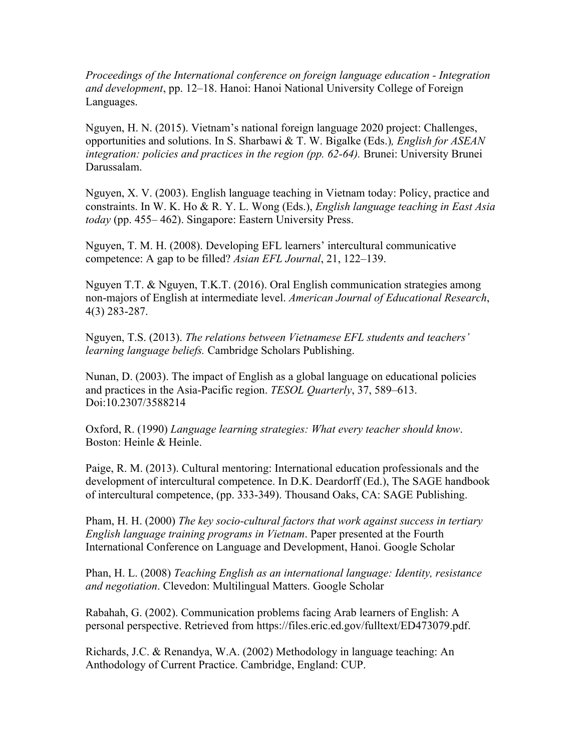*Proceedings of the International conference on foreign language education - Integration and development*, pp. 12–18. Hanoi: Hanoi National University College of Foreign Languages.

Nguyen, H. N. (2015). Vietnam's national foreign language 2020 project: Challenges, opportunities and solutions. In S. Sharbawi & T. W. Bigalke (Eds.)*, English for ASEAN integration: policies and practices in the region (pp. 62-64).* Brunei: University Brunei Darussalam.

Nguyen, X. V. (2003). English language teaching in Vietnam today: Policy, practice and constraints. In W. K. Ho & R. Y. L. Wong (Eds.), *English language teaching in East Asia today* (pp. 455– 462). Singapore: Eastern University Press.

Nguyen, T. M. H. (2008). Developing EFL learners' intercultural communicative competence: A gap to be filled? *Asian EFL Journal*, 21, 122–139.

Nguyen T.T. & Nguyen, T.K.T. (2016). Oral English communication strategies among non-majors of English at intermediate level. *American Journal of Educational Research*, 4(3) 283-287.

Nguyen, T.S. (2013). *The relations between Vietnamese EFL students and teachers' learning language beliefs.* Cambridge Scholars Publishing.

Nunan, D. (2003). The impact of English as a global language on educational policies and practices in the Asia-Pacific region. *TESOL Quarterly*, 37, 589–613. Doi:10.2307/3588214

Oxford, R. (1990) *Language learning strategies: What every teacher should know*. Boston: Heinle & Heinle.

Paige, R. M. (2013). Cultural mentoring: International education professionals and the development of intercultural competence. In D.K. Deardorff (Ed.), The SAGE handbook of intercultural competence, (pp. 333-349). Thousand Oaks, CA: SAGE Publishing.

Pham, H. H. (2000) *The key socio-cultural factors that work against success in tertiary English language training programs in Vietnam*. Paper presented at the Fourth International Conference on Language and Development, Hanoi. Google Scholar

Phan, H. L. (2008) *Teaching English as an international language: Identity, resistance and negotiation*. Clevedon: Multilingual Matters. Google Scholar

Rabahah, G. (2002). Communication problems facing Arab learners of English: A personal perspective. Retrieved from https://files.eric.ed.gov/fulltext/ED473079.pdf.

Richards, J.C. & Renandya, W.A. (2002) Methodology in language teaching: An Anthodology of Current Practice. Cambridge, England: CUP.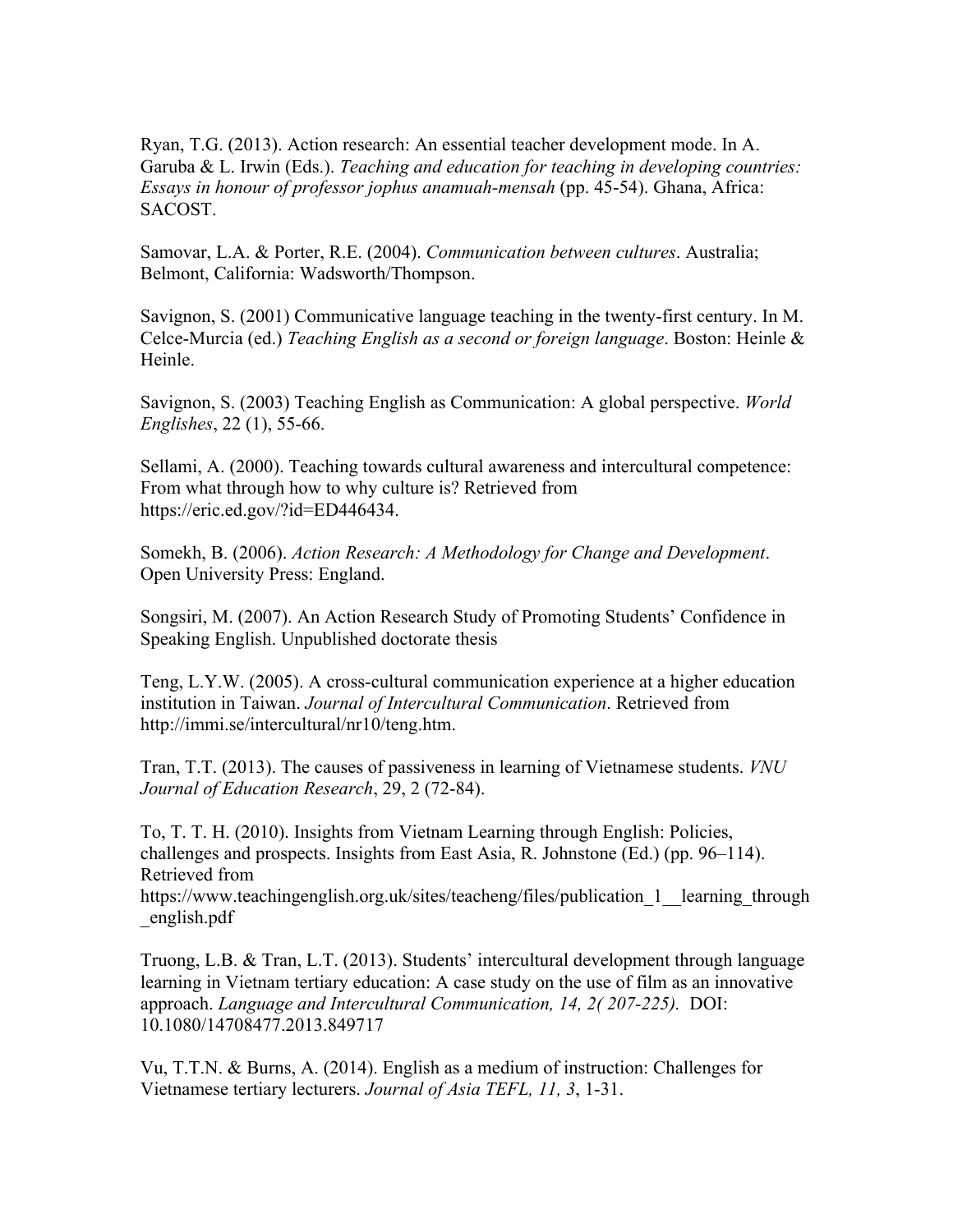Ryan, T.G. (2013). Action research: An essential teacher development mode. In A. Garuba & L. Irwin (Eds.). *Teaching and education for teaching in developing countries: Essays in honour of professor jophus anamuah-mensah* (pp. 45-54). Ghana, Africa: SACOST.

Samovar, L.A. & Porter, R.E. (2004). *Communication between cultures*. Australia; Belmont, California: Wadsworth/Thompson.

Savignon, S. (2001) Communicative language teaching in the twenty-first century. In M. Celce-Murcia (ed.) *Teaching English as a second or foreign language*. Boston: Heinle & Heinle.

Savignon, S. (2003) Teaching English as Communication: A global perspective. *World Englishes*, 22 (1), 55-66.

Sellami, A. (2000). Teaching towards cultural awareness and intercultural competence: From what through how to why culture is? Retrieved from https://eric.ed.gov/?id=ED446434.

Somekh, B. (2006). *Action Research: A Methodology for Change and Development*. Open University Press: England.

Songsiri, M. (2007). An Action Research Study of Promoting Students' Confidence in Speaking English. Unpublished doctorate thesis

Teng, L.Y.W. (2005). A cross-cultural communication experience at a higher education institution in Taiwan. *Journal of Intercultural Communication*. Retrieved from http://immi.se/intercultural/nr10/teng.htm.

Tran, T.T. (2013). The causes of passiveness in learning of Vietnamese students. *VNU Journal of Education Research*, 29, 2 (72-84).

To, T. T. H. (2010). Insights from Vietnam Learning through English: Policies, challenges and prospects. Insights from East Asia, R. Johnstone (Ed.) (pp. 96–114). Retrieved from https://www.teachingenglish.org.uk/sites/teacheng/files/publication_1__learning_through_english.pdf

Truong, L.B. & Tran, L.T. (2013). Students' intercultural development through language learning in Vietnam tertiary education: A case study on the use of film as an innovative approach. *Language and Intercultural Communication, 14, 2( 207-225).* DOI: 10.1080/14708477.2013.849717

Vu, T.T.N. & Burns, A. (2014). English as a medium of instruction: Challenges for Vietnamese tertiary lecturers. *Journal of Asia TEFL, 11, 3*, 1-31.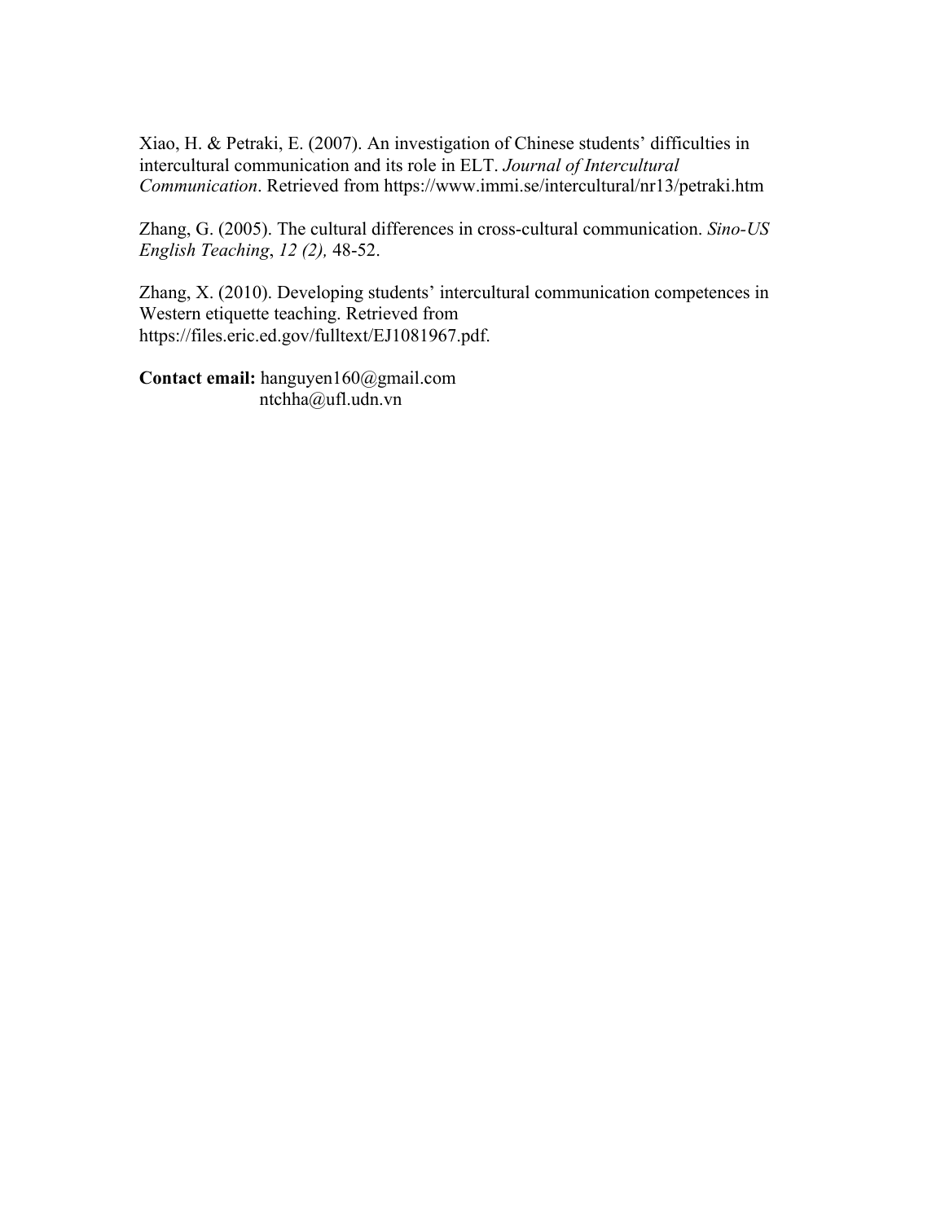Xiao, H. & Petraki, E. (2007). An investigation of Chinese students' difficulties in intercultural communication and its role in ELT. *Journal of Intercultural Communication*. Retrieved from https://www.immi.se/intercultural/nr13/petraki.htm

Zhang, G. (2005). The cultural differences in cross-cultural communication. *Sino-US English Teaching*, *12 (2),* 48-52.

Zhang, X. (2010). Developing students' intercultural communication competences in Western etiquette teaching. Retrieved from https://files.eric.ed.gov/fulltext/EJ1081967.pdf.

**Contact email:** hanguyen160@gmail.com
ntchha@ufl.udn.vn